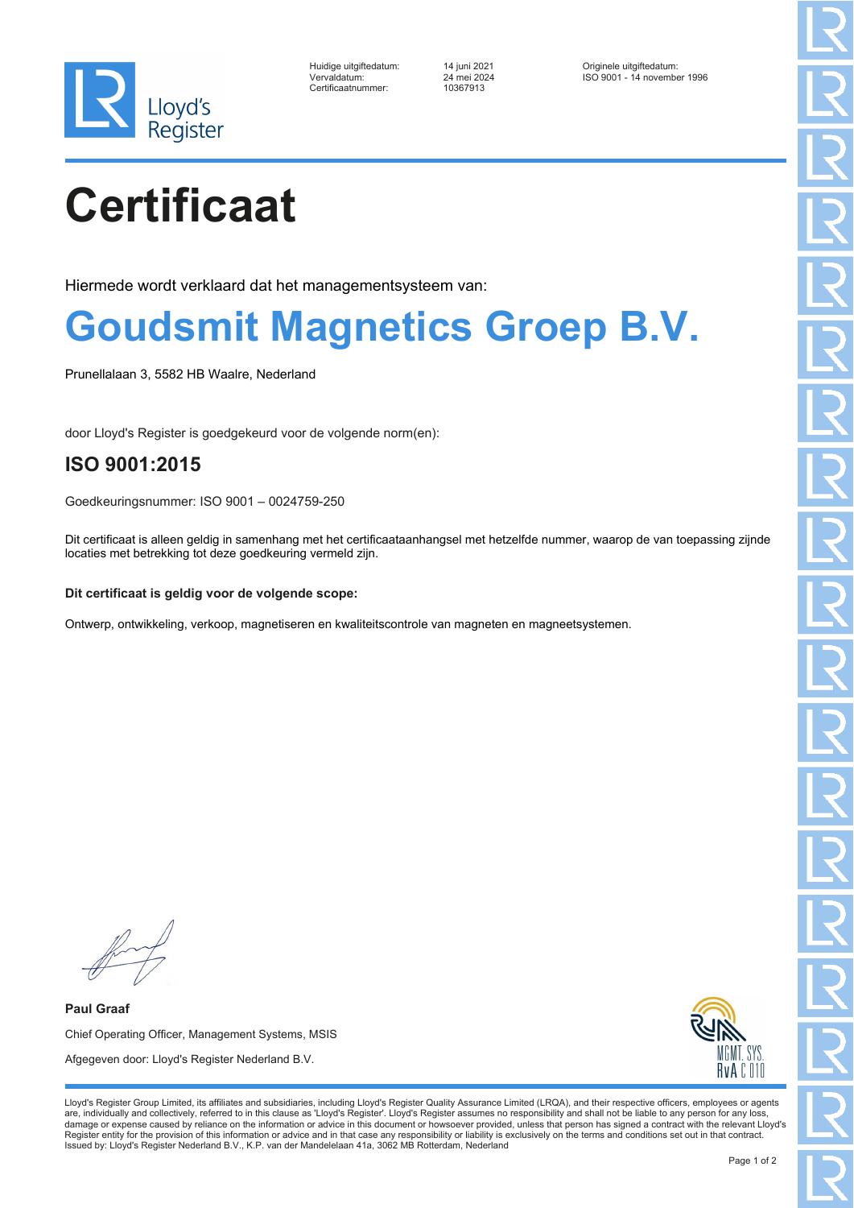Lloyd's Register

Huidige uitgiftedatum: 14 juni 2021
Vervaldatum: 24 mei 2024
Certificaatnummer: 10367913

Originele uitgiftedatum:
ISO 9001 - 14 november 1996

# Certificaat

Hiermede wordt verklaard dat het managementsysteem van:

## Goudsmit Magnetics Groep B.V.

Prunellalaan 3, 5582 HB Waalre, Nederland

door Lloyd's Register is goedgekeurd voor de volgende norm(en):

### ISO 9001:2015

Goedkeuringsnummer: ISO 9001 – 0024759-250

Dit certificaat is alleen geldig in samenhang met het certificaataanhangsel met hetzelfde nummer, waarop de van toepassing zijnde locaties met betrekking tot deze goedkeuring vermeld zijn.

**Dit certificaat is geldig voor de volgende scope:**

Ontwerp, ontwikkeling, verkoop, magnetiseren en kwaliteitscontrole van magneten en magneetsystemen.

**Paul Graaf**

Chief Operating Officer, Management Systems, MSIS

Afgegeven door: Lloyd's Register Nederland B.V.

MGMT. SYS.
RvA C 010

Lloyd's Register Group Limited, its affiliates and subsidiaries, including Lloyd's Register Quality Assurance Limited (LRQA), and their respective officers, employees or agents are, individually and collectively, referred to in this clause as 'Lloyd's Register'. Lloyd's Register assumes no responsibility and shall not be liable to any person for any loss, damage or expense caused by reliance on the information or advice in this document or howsoever provided, unless that person has signed a contract with the relevant Lloyd's Register entity for the provision of this information or advice and in that case any responsibility or liability is exclusively on the terms and conditions set out in that contract.
Issued by: Lloyd's Register Nederland B.V., K.P. van der Mandelelaan 41a, 3062 MB Rotterdam, Nederland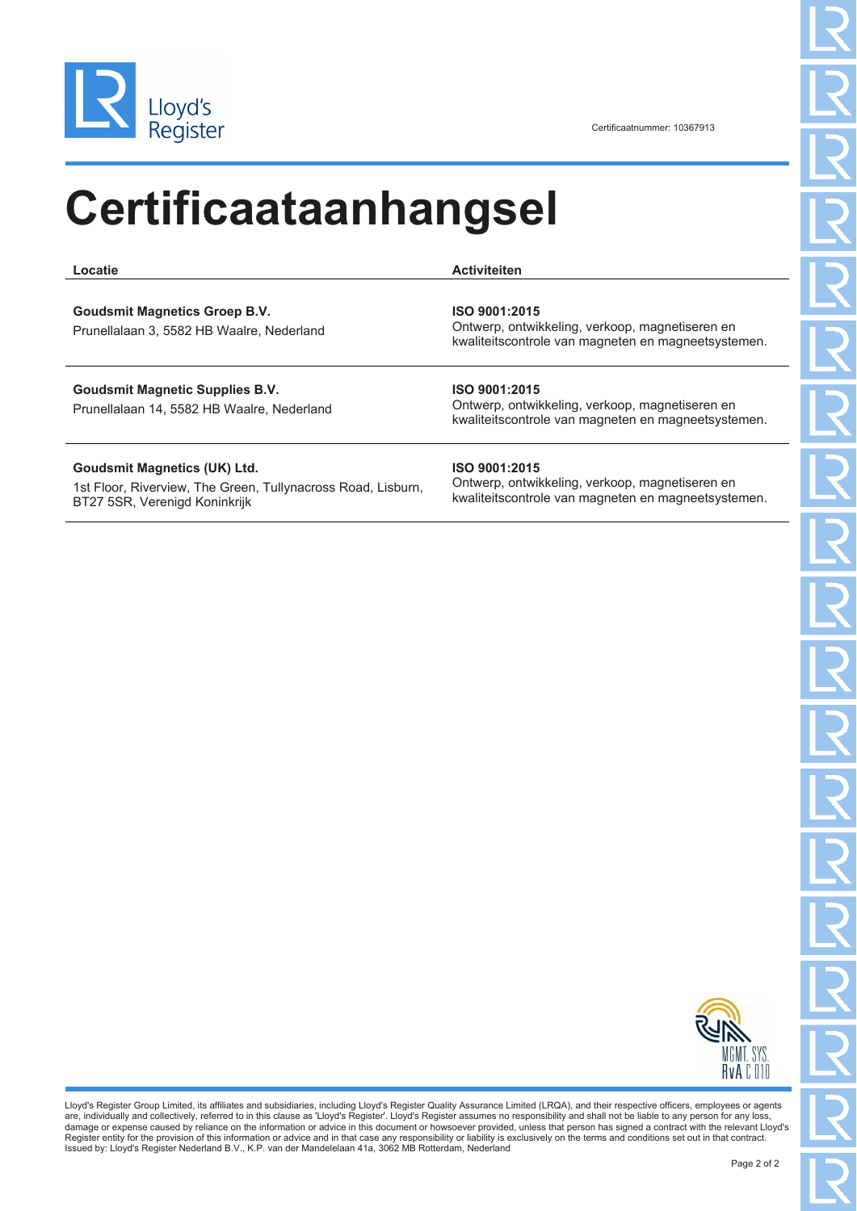Lloyd's Register

Certificaatnummer: 10367913

# Certificaataanhangsel

| Locatie | Activiteiten |
| --- | --- |
| **Goudsmit Magnetics Groep B.V.**<br>Prunellalaan 3, 5582 HB Waalre, Nederland | **ISO 9001:2015**<br>Ontwerp, ontwikkeling, verkoop, magnetiseren en kwaliteitscontrole van magneten en magneetsystemen. |
| **Goudsmit Magnetic Supplies B.V.**<br>Prunellalaan 14, 5582 HB Waalre, Nederland | **ISO 9001:2015**<br>Ontwerp, ontwikkeling, verkoop, magnetiseren en kwaliteitscontrole van magneten en magneetsystemen. |
| **Goudsmit Magnetics (UK) Ltd.**<br>1st Floor, Riverview, The Green, Tullynacross Road, Lisburn, BT27 5SR, Verenigd Koninkrijk | **ISO 9001:2015**<br>Ontwerp, ontwikkeling, verkoop, magnetiseren en kwaliteitscontrole van magneten en magneetsystemen. |

MGMT. SYS.
RvA C 010

Lloyd's Register Group Limited, its affiliates and subsidiaries, including Lloyd's Register Quality Assurance Limited (LRQA), and their respective officers, employees or agents are, individually and collectively, referred to in this clause as 'Lloyd's Register'. Lloyd's Register assumes no responsibility and shall not be liable to any person for any loss, damage or expense caused by reliance on the information or advice in this document or howsoever provided, unless that person has signed a contract with the relevant Lloyd's Register entity for the provision of this information or advice and in that case any responsibility or liability is exclusively on the terms and conditions set out in that contract.
Issued by: Lloyd's Register Nederland B.V., K.P. van der Mandelelaan 41a, 3062 MB Rotterdam, Nederland